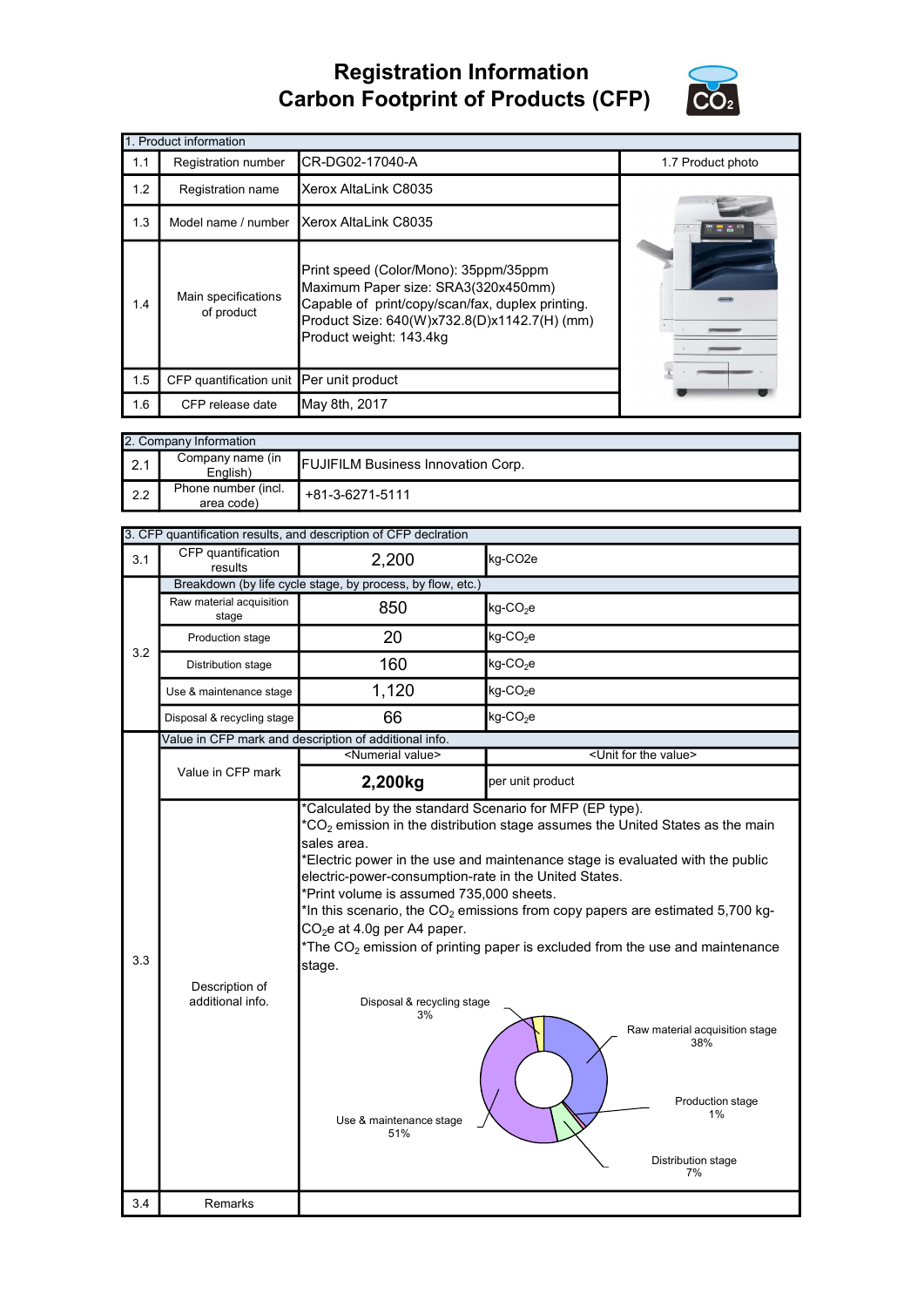# Registration Information
# Carbon Footprint of Products (CFP)

| 1. Product information | | | |
|---|---|---|---|
| 1.1 | Registration number | CR-DG02-17040-A | 1.7 Product photo |
| 1.2 | Registration name | Xerox AltaLink C8035 | |
| 1.3 | Model name / number | Xerox AltaLink C8035 | |
| 1.4 | Main specifications of product | Print speed (Color/Mono): 35ppm/35ppm<br>Maximum Paper size: SRA3(320x450mm)<br>Capable of print/copy/scan/fax, duplex printing.<br>Product Size: 640(W)x732.8(D)x1142.7(H) (mm)<br>Product weight: 143.4kg | |
| 1.5 | CFP quantification unit | Per unit product | |
| 1.6 | CFP release date | May 8th, 2017 | |

| 2. Company Information | | |
|---|---|---|
| 2.1 | Company name (in English) | FUJIFILM Business Innovation Corp. |
| 2.2 | Phone number (incl. area code) | +81-3-6271-5111 |

| 3. CFP quantification results, and description of CFP declration | | | |
|---|---|---|---|
| 3.1 | CFP quantification results | 2,200 | kg-CO2e |
| 3.2 | Breakdown (by life cycle stage, by process, by flow, etc.) | | |
| | Raw material acquisition stage | 850 | kg-$CO_2$e |
| | Production stage | 20 | kg-$CO_2$e |
| | Distribution stage | 160 | kg-$CO_2$e |
| | Use & maintenance stage | 1,120 | kg-$CO_2$e |
| | Disposal & recycling stage | 66 | kg-$CO_2$e |
| 3.3 | Value in CFP mark and description of additional info. | | |
| | Value in CFP mark | <Numerial value> | <Unit for the value> |
| | | **2,200kg** | per unit product |
| | Description of additional info. | *Calculated by the standard Scenario for MFP (EP type).<br>*$CO_2$ emission in the distribution stage assumes the United States as the main sales area.<br>*Electric power in the use and maintenance stage is evaluated with the public electric-power-consumption-rate in the United States.<br>*Print volume is assumed 735,000 sheets.<br>*In this scenario, the $CO_2$ emissions from copy papers are estimated 5,700 kg-$CO_2$e at 4.0g per A4 paper.<br>*The $CO_2$ emission of printing paper is excluded from the use and maintenance stage.<br><br>Raw material acquisition stage 38%<br>Production stage 1%<br>Distribution stage 7%<br>Use & maintenance stage 51%<br>Disposal & recycling stage 3% | |
| 3.4 | Remarks | | |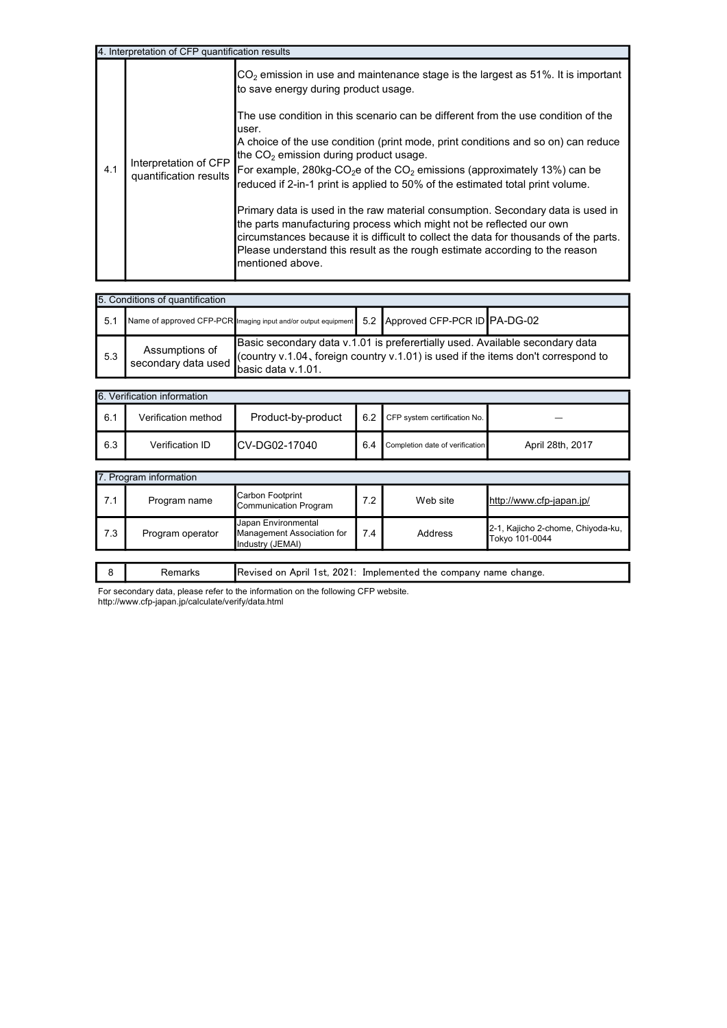| 4. Interpretation of CFP quantification results | | |
|---|---|---|
| 4.1 | Interpretation of CFP quantification results | $CO_2$ emission in use and maintenance stage is the largest as 51%. It is important to save energy during product usage.<br><br>The use condition in this scenario can be different from the use condition of the user.<br>A choice of the use condition (print mode, print conditions and so on) can reduce the $CO_2$ emission during product usage.<br>For example, 280kg-$CO_2$e of the $CO_2$ emissions (approximately 13%) can be reduced if 2-in-1 print is applied to 50% of the estimated total print volume.<br><br>Primary data is used in the raw material consumption. Secondary data is used in the parts manufacturing process which might not be reflected our own circumstances because it is difficult to collect the data for thousands of the parts. Please understand this result as the rough estimate according to the reason mentioned above. |

| 5. Conditions of quantification | | | | | |
|---|---|---|---|---|---|
| 5.1 | Name of approved CFP-PCR | Imaging input and/or output equipment | 5.2 | Approved CFP-PCR ID | PA-DG-02 |
| 5.3 | Assumptions of secondary data used | Basic secondary data v.1.01 is prefererttially used. Available secondary data (country v.1.04、foreign country v.1.01) is used if the items don't correspond to basic data v.1.01. | | | |

| 6. Verification information | | | | | |
|---|---|---|---|---|---|
| 6.1 | Verification method | Product-by-product | 6.2 | CFP system certification No. | — |
| 6.3 | Verification ID | CV-DG02-17040 | 6.4 | Completion date of verification | April 28th, 2017 |

| 7. Program information | | | | | |
|---|---|---|---|---|---|
| 7.1 | Program name | Carbon Footprint Communication Program | 7.2 | Web site | http://www.cfp-japan.jp/ |
| 7.3 | Program operator | Japan Environmental Management Association for Industry (JEMAI) | 7.4 | Address | 2-1, Kajicho 2-chome, Chiyoda-ku, Tokyo 101-0044 |

| | | |
|---|---|---|
| 8 | Remarks | Revised on April 1st, 2021: Implemented the company name change. |

For secondary data, please refer to the information on the following CFP website.
http://www.cfp-japan.jp/calculate/verify/data.html